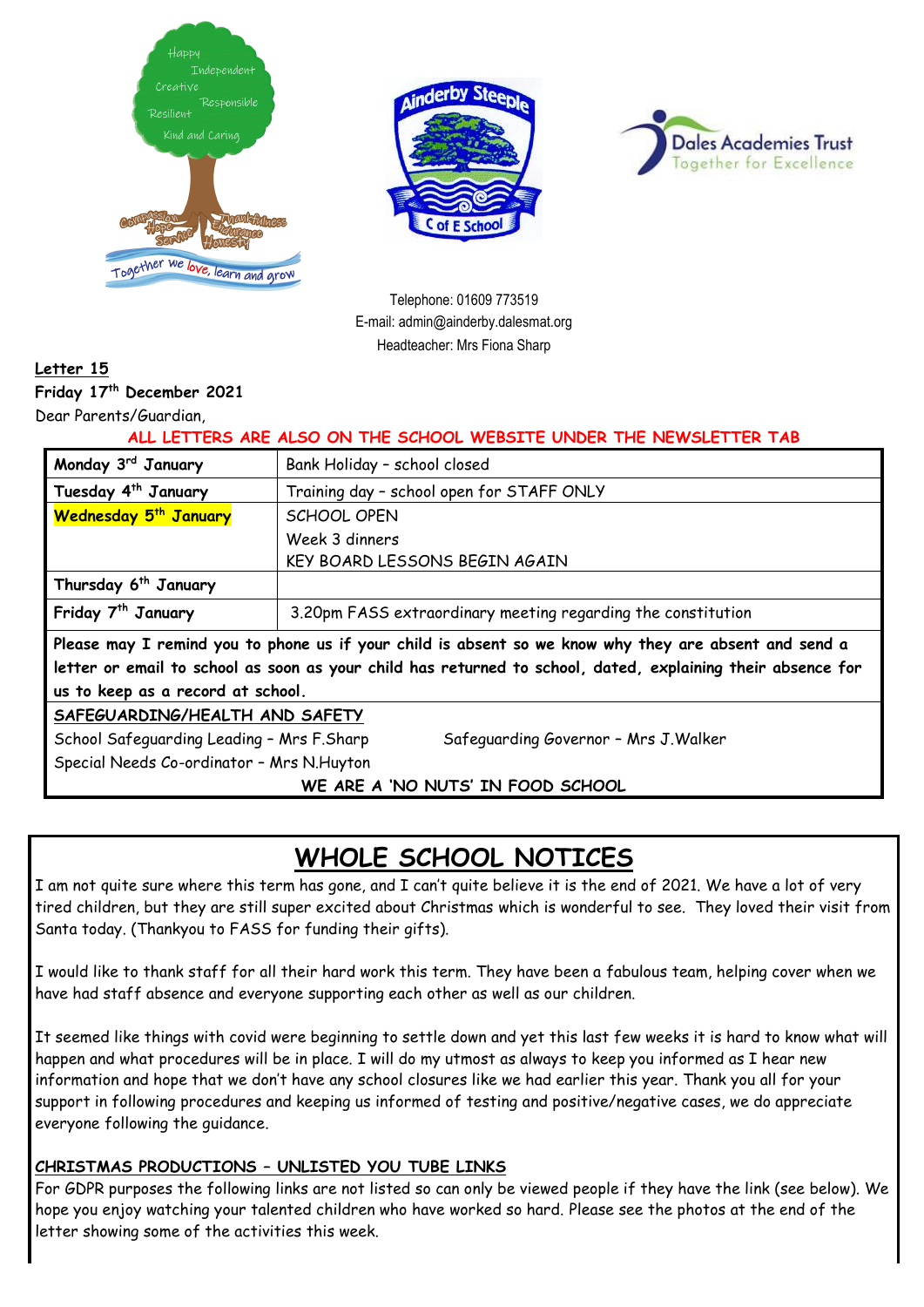Telephone: 01609 773519
E-mail: admin@ainderby.dalesmat.org
Headteacher: Mrs Fiona Sharp

**Letter 15**

**Friday 17th December 2021**

Dear Parents/Guardian,

**ALL LETTERS ARE ALSO ON THE SCHOOL WEBSITE UNDER THE NEWSLETTER TAB**

| | |
|---|---|
| **Monday 3rd January** | Bank Holiday – school closed |
| **Tuesday 4th January** | Training day – school open for STAFF ONLY |
| **Wednesday 5th January** | SCHOOL OPEN<br>Week 3 dinners<br>KEY BOARD LESSONS BEGIN AGAIN |
| **Thursday 6th January** | |
| **Friday 7th January** | 3.20pm FASS extraordinary meeting regarding the constitution |

**Please may I remind you to phone us if your child is absent so we know why they are absent and send a letter or email to school as soon as your child has returned to school, dated, explaining their absence for us to keep as a record at school.**

**SAFEGUARDING/HEALTH AND SAFETY**

School Safeguarding Leading – Mrs F.Sharp

Safeguarding Governor – Mrs J.Walker

Special Needs Co-ordinator – Mrs N.Huyton

**WE ARE A 'NO NUTS' IN FOOD SCHOOL**

# WHOLE SCHOOL NOTICES

I am not quite sure where this term has gone, and I can't quite believe it is the end of 2021. We have a lot of very tired children, but they are still super excited about Christmas which is wonderful to see. They loved their visit from Santa today. (Thankyou to FASS for funding their gifts).

I would like to thank staff for all their hard work this term. They have been a fabulous team, helping cover when we have had staff absence and everyone supporting each other as well as our children.

It seemed like things with covid were beginning to settle down and yet this last few weeks it is hard to know what will happen and what procedures will be in place. I will do my utmost as always to keep you informed as I hear new information and hope that we don't have any school closures like we had earlier this year. Thank you all for your support in following procedures and keeping us informed of testing and positive/negative cases, we do appreciate everyone following the guidance.

**CHRISTMAS PRODUCTIONS – UNLISTED YOU TUBE LINKS**

For GDPR purposes the following links are not listed so can only be viewed people if they have the link (see below). We hope you enjoy watching your talented children who have worked so hard. Please see the photos at the end of the letter showing some of the activities this week.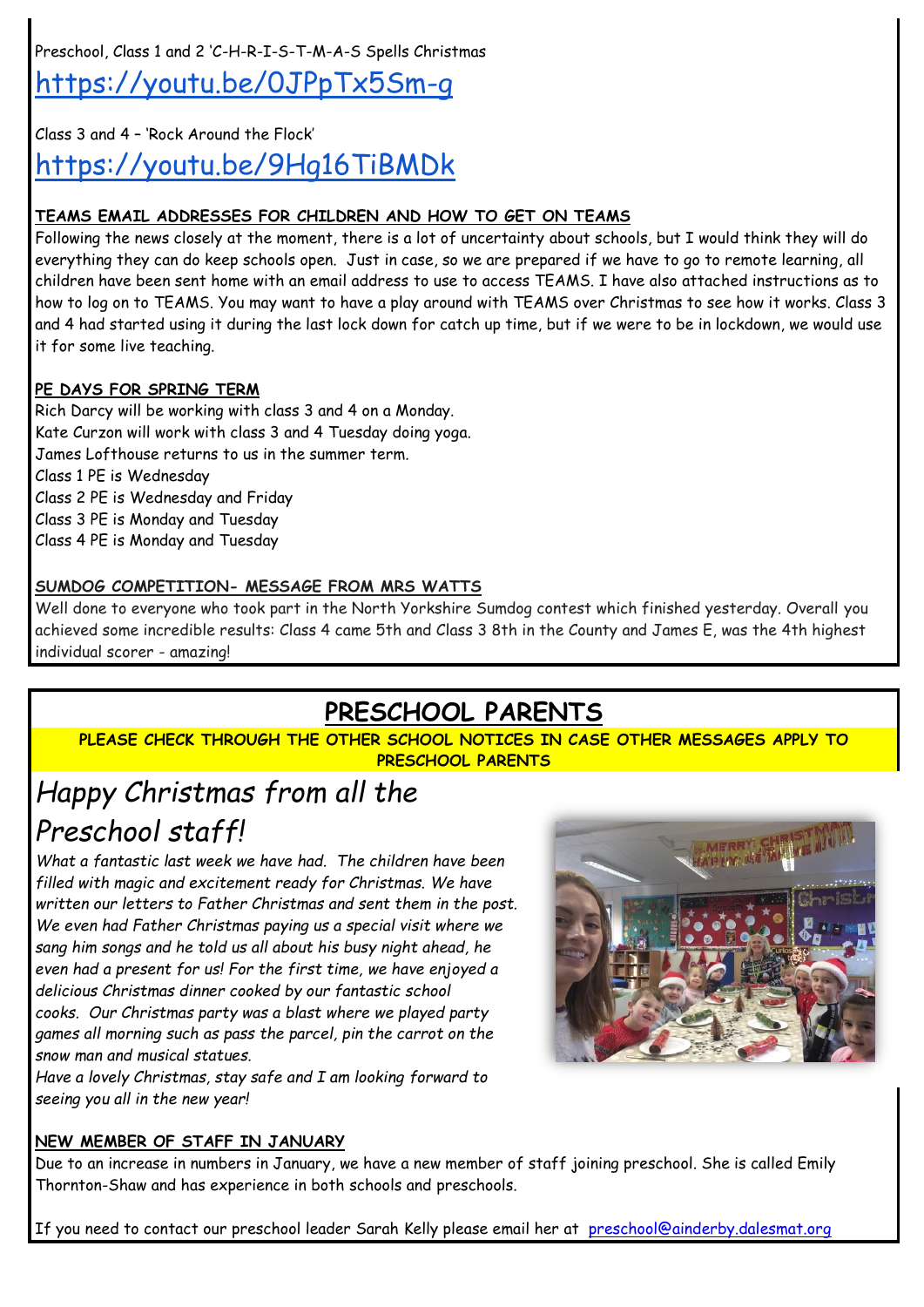Preschool, Class 1 and 2 'C-H-R-I-S-T-M-A-S Spells Christmas

https://youtu.be/0JPpTx5Sm-g

Class 3 and 4 – 'Rock Around the Flock'

https://youtu.be/9Hg16TiBMDk

**TEAMS EMAIL ADDRESSES FOR CHILDREN AND HOW TO GET ON TEAMS**

Following the news closely at the moment, there is a lot of uncertainty about schools, but I would think they will do everything they can do keep schools open. Just in case, so we are prepared if we have to go to remote learning, all children have been sent home with an email address to use to access TEAMS. I have also attached instructions as to how to log on to TEAMS. You may want to have a play around with TEAMS over Christmas to see how it works. Class 3 and 4 had started using it during the last lock down for catch up time, but if we were to be in lockdown, we would use it for some live teaching.

**PE DAYS FOR SPRING TERM**

Rich Darcy will be working with class 3 and 4 on a Monday.
Kate Curzon will work with class 3 and 4 Tuesday doing yoga.
James Lofthouse returns to us in the summer term.
Class 1 PE is Wednesday
Class 2 PE is Wednesday and Friday
Class 3 PE is Monday and Tuesday
Class 4 PE is Monday and Tuesday

**SUMDOG COMPETITION- MESSAGE FROM MRS WATTS**

Well done to everyone who took part in the North Yorkshire Sumdog contest which finished yesterday. Overall you achieved some incredible results: Class 4 came 5th and Class 3 8th in the County and James E, was the 4th highest individual scorer - amazing!

## PRESCHOOL PARENTS

**PLEASE CHECK THROUGH THE OTHER SCHOOL NOTICES IN CASE OTHER MESSAGES APPLY TO PRESCHOOL PARENTS**

### *Happy Christmas from all the Preschool staff!*

*What a fantastic last week we have had. The children have been filled with magic and excitement ready for Christmas. We have written our letters to Father Christmas and sent them in the post. We even had Father Christmas paying us a special visit where we sang him songs and he told us all about his busy night ahead, he even had a present for us! For the first time, we have enjoyed a delicious Christmas dinner cooked by our fantastic school cooks. Our Christmas party was a blast where we played party games all morning such as pass the parcel, pin the carrot on the snow man and musical statues.*

*Have a lovely Christmas, stay safe and I am looking forward to seeing you all in the new year!*

**NEW MEMBER OF STAFF IN JANUARY**

Due to an increase in numbers in January, we have a new member of staff joining preschool. She is called Emily Thornton-Shaw and has experience in both schools and preschools.

If you need to contact our preschool leader Sarah Kelly please email her at preschool@ainderby.dalesmat.org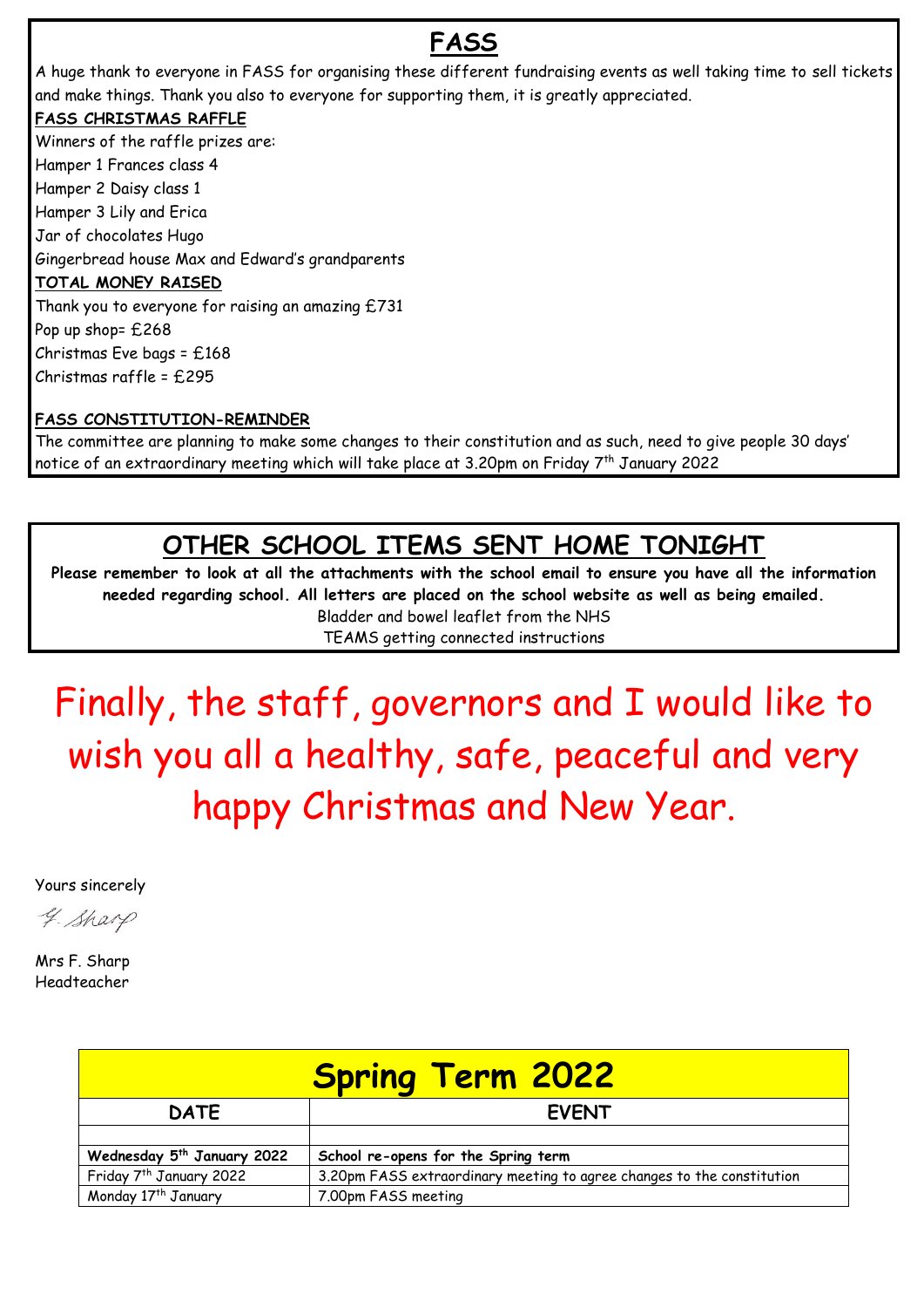## FASS

A huge thank to everyone in FASS for organising these different fundraising events as well taking time to sell tickets and make things. Thank you also to everyone for supporting them, it is greatly appreciated.

**FASS CHRISTMAS RAFFLE**

Winners of the raffle prizes are:

Hamper 1 Frances class 4

Hamper 2 Daisy class 1

Hamper 3 Lily and Erica

Jar of chocolates Hugo

Gingerbread house Max and Edward's grandparents

**TOTAL MONEY RAISED**

Thank you to everyone for raising an amazing £731

Pop up shop= £268

Christmas Eve bags = £168

Christmas raffle = £295

**FASS CONSTITUTION-REMINDER**

The committee are planning to make some changes to their constitution and as such, need to give people 30 days' notice of an extraordinary meeting which will take place at 3.20pm on Friday 7th January 2022

## OTHER SCHOOL ITEMS SENT HOME TONIGHT

**Please remember to look at all the attachments with the school email to ensure you have all the information needed regarding school. All letters are placed on the school website as well as being emailed.**

Bladder and bowel leaflet from the NHS

TEAMS getting connected instructions

# Finally, the staff, governors and I would like to wish you all a healthy, safe, peaceful and very happy Christmas and New Year.

Yours sincerely

F. Sharp

Mrs F. Sharp
Headteacher

| **Spring Term 2022** | |
|---|---|
| **DATE** | **EVENT** |
| | |
| **Wednesday 5th January 2022** | **School re-opens for the Spring term** |
| Friday 7th January 2022 | 3.20pm FASS extraordinary meeting to agree changes to the constitution |
| Monday 17th January | 7.00pm FASS meeting |